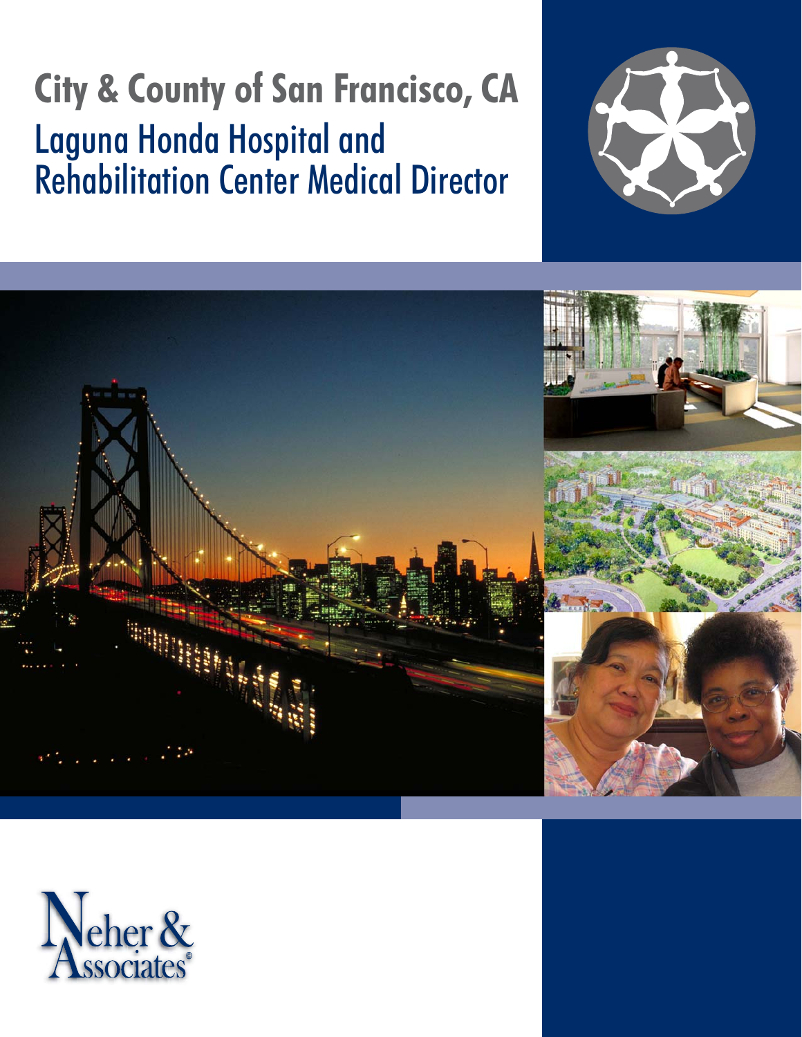# City & County of San Francisco, CA

## Laguna Honda Hospital and Rehabilitation Center Medical Director

Neher & Associates®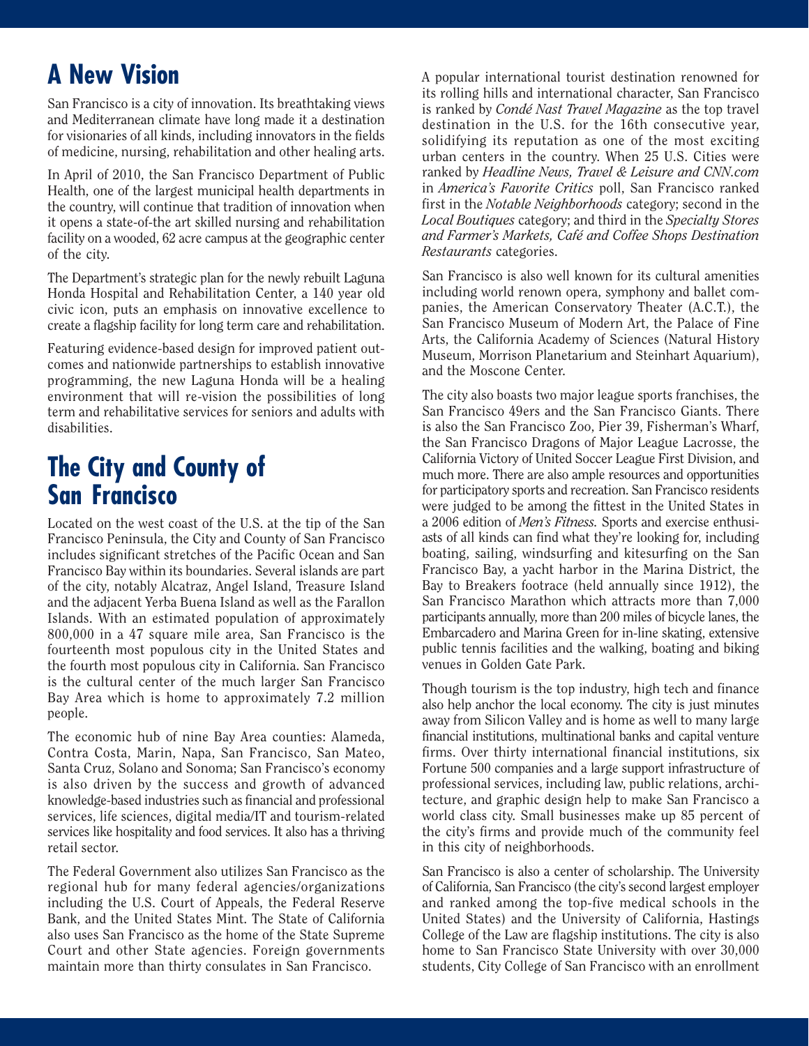## A New Vision

San Francisco is a city of innovation. Its breathtaking views and Mediterranean climate have long made it a destination for visionaries of all kinds, including innovators in the fields of medicine, nursing, rehabilitation and other healing arts.

In April of 2010, the San Francisco Department of Public Health, one of the largest municipal health departments in the country, will continue that tradition of innovation when it opens a state-of-the art skilled nursing and rehabilitation facility on a wooded, 62 acre campus at the geographic center of the city.

The Department's strategic plan for the newly rebuilt Laguna Honda Hospital and Rehabilitation Center, a 140 year old civic icon, puts an emphasis on innovative excellence to create a flagship facility for long term care and rehabilitation.

Featuring evidence-based design for improved patient outcomes and nationwide partnerships to establish innovative programming, the new Laguna Honda will be a healing environment that will re-vision the possibilities of long term and rehabilitative services for seniors and adults with disabilities.

## The City and County of San Francisco

Located on the west coast of the U.S. at the tip of the San Francisco Peninsula, the City and County of San Francisco includes significant stretches of the Pacific Ocean and San Francisco Bay within its boundaries. Several islands are part of the city, notably Alcatraz, Angel Island, Treasure Island and the adjacent Yerba Buena Island as well as the Farallon Islands. With an estimated population of approximately 800,000 in a 47 square mile area, San Francisco is the fourteenth most populous city in the United States and the fourth most populous city in California. San Francisco is the cultural center of the much larger San Francisco Bay Area which is home to approximately 7.2 million people.

The economic hub of nine Bay Area counties: Alameda, Contra Costa, Marin, Napa, San Francisco, San Mateo, Santa Cruz, Solano and Sonoma; San Francisco's economy is also driven by the success and growth of advanced knowledge-based industries such as financial and professional services, life sciences, digital media/IT and tourism-related services like hospitality and food services. It also has a thriving retail sector.

The Federal Government also utilizes San Francisco as the regional hub for many federal agencies/organizations including the U.S. Court of Appeals, the Federal Reserve Bank, and the United States Mint. The State of California also uses San Francisco as the home of the State Supreme Court and other State agencies. Foreign governments maintain more than thirty consulates in San Francisco.

A popular international tourist destination renowned for its rolling hills and international character, San Francisco is ranked by *Condé Nast Travel Magazine* as the top travel destination in the U.S. for the 16th consecutive year, solidifying its reputation as one of the most exciting urban centers in the country. When 25 U.S. Cities were ranked by *Headline News, Travel & Leisure and CNN.com* in *America's Favorite Critics* poll, San Francisco ranked first in the *Notable Neighborhoods* category; second in the *Local Boutiques* category; and third in the *Specialty Stores and Farmer's Markets, Café and Coffee Shops Destination Restaurants* categories.

San Francisco is also well known for its cultural amenities including world renown opera, symphony and ballet companies, the American Conservatory Theater (A.C.T.), the San Francisco Museum of Modern Art, the Palace of Fine Arts, the California Academy of Sciences (Natural History Museum, Morrison Planetarium and Steinhart Aquarium), and the Moscone Center.

The city also boasts two major league sports franchises, the San Francisco 49ers and the San Francisco Giants. There is also the San Francisco Zoo, Pier 39, Fisherman's Wharf, the San Francisco Dragons of Major League Lacrosse, the California Victory of United Soccer League First Division, and much more. There are also ample resources and opportunities for participatory sports and recreation. San Francisco residents were judged to be among the fittest in the United States in a 2006 edition of *Men's Fitness.* Sports and exercise enthusiasts of all kinds can find what they're looking for, including boating, sailing, windsurfing and kitesurfing on the San Francisco Bay, a yacht harbor in the Marina District, the Bay to Breakers footrace (held annually since 1912), the San Francisco Marathon which attracts more than 7,000 participants annually, more than 200 miles of bicycle lanes, the Embarcadero and Marina Green for in-line skating, extensive public tennis facilities and the walking, boating and biking venues in Golden Gate Park.

Though tourism is the top industry, high tech and finance also help anchor the local economy. The city is just minutes away from Silicon Valley and is home as well to many large financial institutions, multinational banks and capital venture firms. Over thirty international financial institutions, six Fortune 500 companies and a large support infrastructure of professional services, including law, public relations, architecture, and graphic design help to make San Francisco a world class city. Small businesses make up 85 percent of the city's firms and provide much of the community feel in this city of neighborhoods.

San Francisco is also a center of scholarship. The University of California, San Francisco (the city's second largest employer and ranked among the top-five medical schools in the United States) and the University of California, Hastings College of the Law are flagship institutions. The city is also home to San Francisco State University with over 30,000 students, City College of San Francisco with an enrollment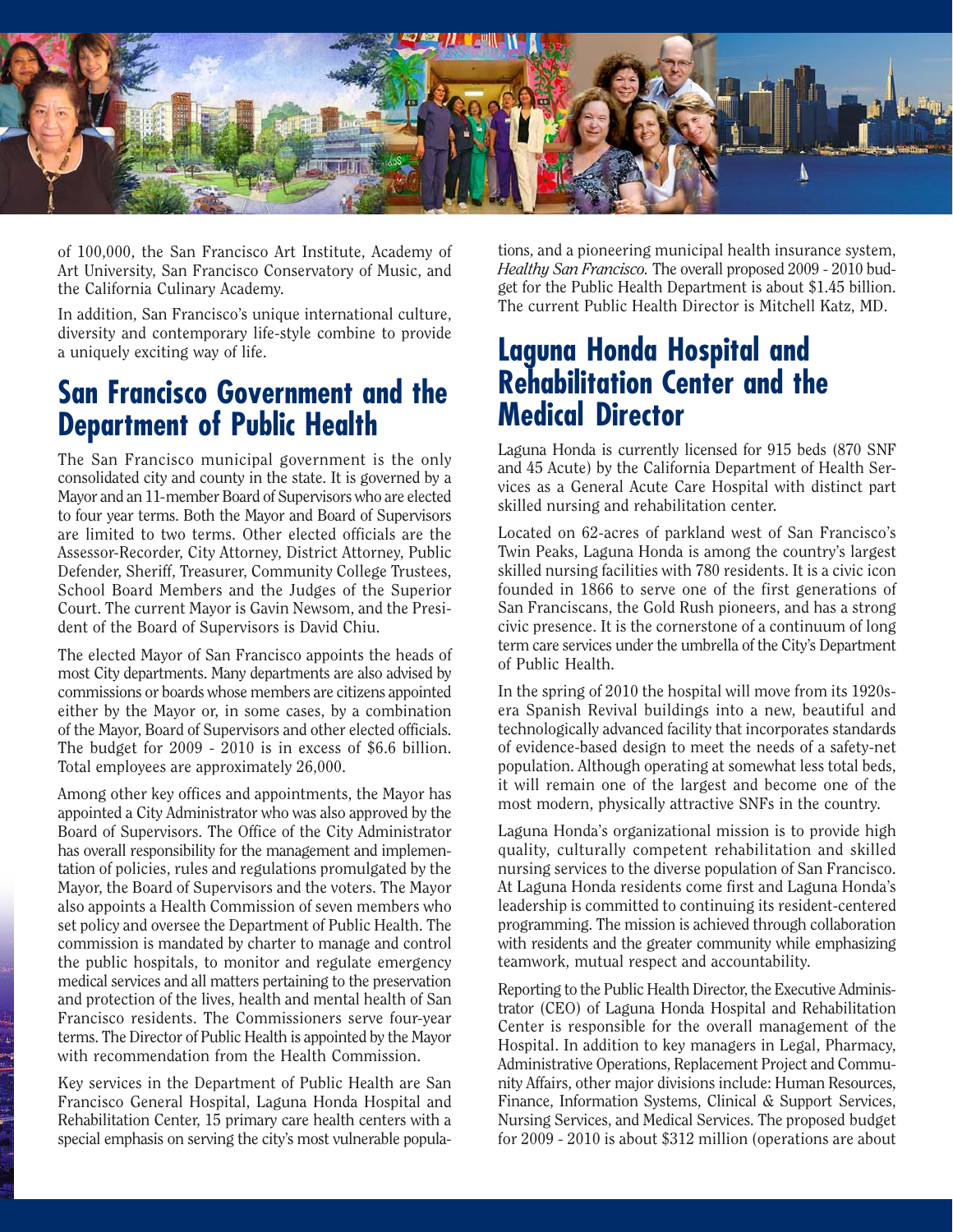of 100,000, the San Francisco Art Institute, Academy of Art University, San Francisco Conservatory of Music, and the California Culinary Academy.

In addition, San Francisco's unique international culture, diversity and contemporary life-style combine to provide a uniquely exciting way of life.

## San Francisco Government and the Department of Public Health

The San Francisco municipal government is the only consolidated city and county in the state. It is governed by a Mayor and an 11-member Board of Supervisors who are elected to four year terms. Both the Mayor and Board of Supervisors are limited to two terms. Other elected officials are the Assessor-Recorder, City Attorney, District Attorney, Public Defender, Sheriff, Treasurer, Community College Trustees, School Board Members and the Judges of the Superior Court. The current Mayor is Gavin Newsom, and the President of the Board of Supervisors is David Chiu.

The elected Mayor of San Francisco appoints the heads of most City departments. Many departments are also advised by commissions or boards whose members are citizens appointed either by the Mayor or, in some cases, by a combination of the Mayor, Board of Supervisors and other elected officials. The budget for 2009 - 2010 is in excess of $6.6 billion. Total employees are approximately 26,000.

Among other key offices and appointments, the Mayor has appointed a City Administrator who was also approved by the Board of Supervisors. The Office of the City Administrator has overall responsibility for the management and implementation of policies, rules and regulations promulgated by the Mayor, the Board of Supervisors and the voters. The Mayor also appoints a Health Commission of seven members who set policy and oversee the Department of Public Health. The commission is mandated by charter to manage and control the public hospitals, to monitor and regulate emergency medical services and all matters pertaining to the preservation and protection of the lives, health and mental health of San Francisco residents. The Commissioners serve four-year terms. The Director of Public Health is appointed by the Mayor with recommendation from the Health Commission.

Key services in the Department of Public Health are San Francisco General Hospital, Laguna Honda Hospital and Rehabilitation Center, 15 primary care health centers with a special emphasis on serving the city's most vulnerable populations, and a pioneering municipal health insurance system, *Healthy San Francisco.* The overall proposed 2009 - 2010 budget for the Public Health Department is about $1.45 billion. The current Public Health Director is Mitchell Katz, MD.

## Laguna Honda Hospital and Rehabilitation Center and the Medical Director

Laguna Honda is currently licensed for 915 beds (870 SNF and 45 Acute) by the California Department of Health Services as a General Acute Care Hospital with distinct part skilled nursing and rehabilitation center.

Located on 62-acres of parkland west of San Francisco's Twin Peaks, Laguna Honda is among the country's largest skilled nursing facilities with 780 residents. It is a civic icon founded in 1866 to serve one of the first generations of San Franciscans, the Gold Rush pioneers, and has a strong civic presence. It is the cornerstone of a continuum of long term care services under the umbrella of the City's Department of Public Health.

In the spring of 2010 the hospital will move from its 1920s-era Spanish Revival buildings into a new, beautiful and technologically advanced facility that incorporates standards of evidence-based design to meet the needs of a safety-net population. Although operating at somewhat less total beds, it will remain one of the largest and become one of the most modern, physically attractive SNFs in the country.

Laguna Honda's organizational mission is to provide high quality, culturally competent rehabilitation and skilled nursing services to the diverse population of San Francisco. At Laguna Honda residents come first and Laguna Honda's leadership is committed to continuing its resident-centered programming. The mission is achieved through collaboration with residents and the greater community while emphasizing teamwork, mutual respect and accountability.

Reporting to the Public Health Director, the Executive Administrator (CEO) of Laguna Honda Hospital and Rehabilitation Center is responsible for the overall management of the Hospital. In addition to key managers in Legal, Pharmacy, Administrative Operations, Replacement Project and Community Affairs, other major divisions include: Human Resources, Finance, Information Systems, Clinical & Support Services, Nursing Services, and Medical Services. The proposed budget for 2009 - 2010 is about $312 million (operations are about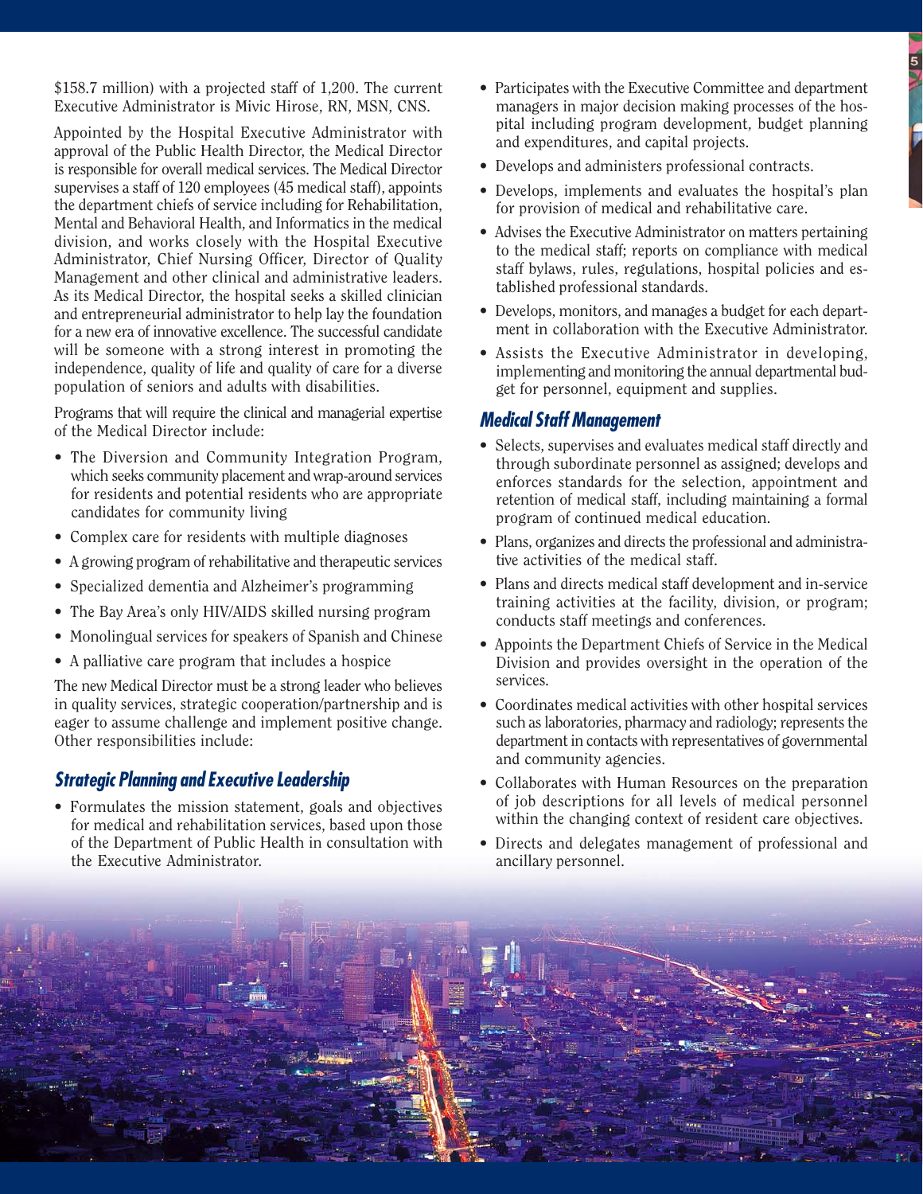$158.7 million) with a projected staff of 1,200. The current Executive Administrator is Mivic Hirose, RN, MSN, CNS.

Appointed by the Hospital Executive Administrator with approval of the Public Health Director, the Medical Director is responsible for overall medical services. The Medical Director supervises a staff of 120 employees (45 medical staff), appoints the department chiefs of service including for Rehabilitation, Mental and Behavioral Health, and Informatics in the medical division, and works closely with the Hospital Executive Administrator, Chief Nursing Officer, Director of Quality Management and other clinical and administrative leaders. As its Medical Director, the hospital seeks a skilled clinician and entrepreneurial administrator to help lay the foundation for a new era of innovative excellence. The successful candidate will be someone with a strong interest in promoting the independence, quality of life and quality of care for a diverse population of seniors and adults with disabilities.

Programs that will require the clinical and managerial expertise of the Medical Director include:

- The Diversion and Community Integration Program, which seeks community placement and wrap-around services for residents and potential residents who are appropriate candidates for community living
- Complex care for residents with multiple diagnoses
- A growing program of rehabilitative and therapeutic services
- Specialized dementia and Alzheimer's programming
- The Bay Area's only HIV/AIDS skilled nursing program
- Monolingual services for speakers of Spanish and Chinese
- A palliative care program that includes a hospice

The new Medical Director must be a strong leader who believes in quality services, strategic cooperation/partnership and is eager to assume challenge and implement positive change. Other responsibilities include:

## *Strategic Planning and Executive Leadership*

- Formulates the mission statement, goals and objectives for medical and rehabilitation services, based upon those of the Department of Public Health in consultation with the Executive Administrator.
- Participates with the Executive Committee and department managers in major decision making processes of the hospital including program development, budget planning and expenditures, and capital projects.
- Develops and administers professional contracts.
- Develops, implements and evaluates the hospital's plan for provision of medical and rehabilitative care.
- Advises the Executive Administrator on matters pertaining to the medical staff; reports on compliance with medical staff bylaws, rules, regulations, hospital policies and established professional standards.
- Develops, monitors, and manages a budget for each department in collaboration with the Executive Administrator.
- Assists the Executive Administrator in developing, implementing and monitoring the annual departmental budget for personnel, equipment and supplies.

## *Medical Staff Management*

- Selects, supervises and evaluates medical staff directly and through subordinate personnel as assigned; develops and enforces standards for the selection, appointment and retention of medical staff, including maintaining a formal program of continued medical education.
- Plans, organizes and directs the professional and administrative activities of the medical staff.
- Plans and directs medical staff development and in-service training activities at the facility, division, or program; conducts staff meetings and conferences.
- Appoints the Department Chiefs of Service in the Medical Division and provides oversight in the operation of the services.
- Coordinates medical activities with other hospital services such as laboratories, pharmacy and radiology; represents the department in contacts with representatives of governmental and community agencies.
- Collaborates with Human Resources on the preparation of job descriptions for all levels of medical personnel within the changing context of resident care objectives.
- Directs and delegates management of professional and ancillary personnel.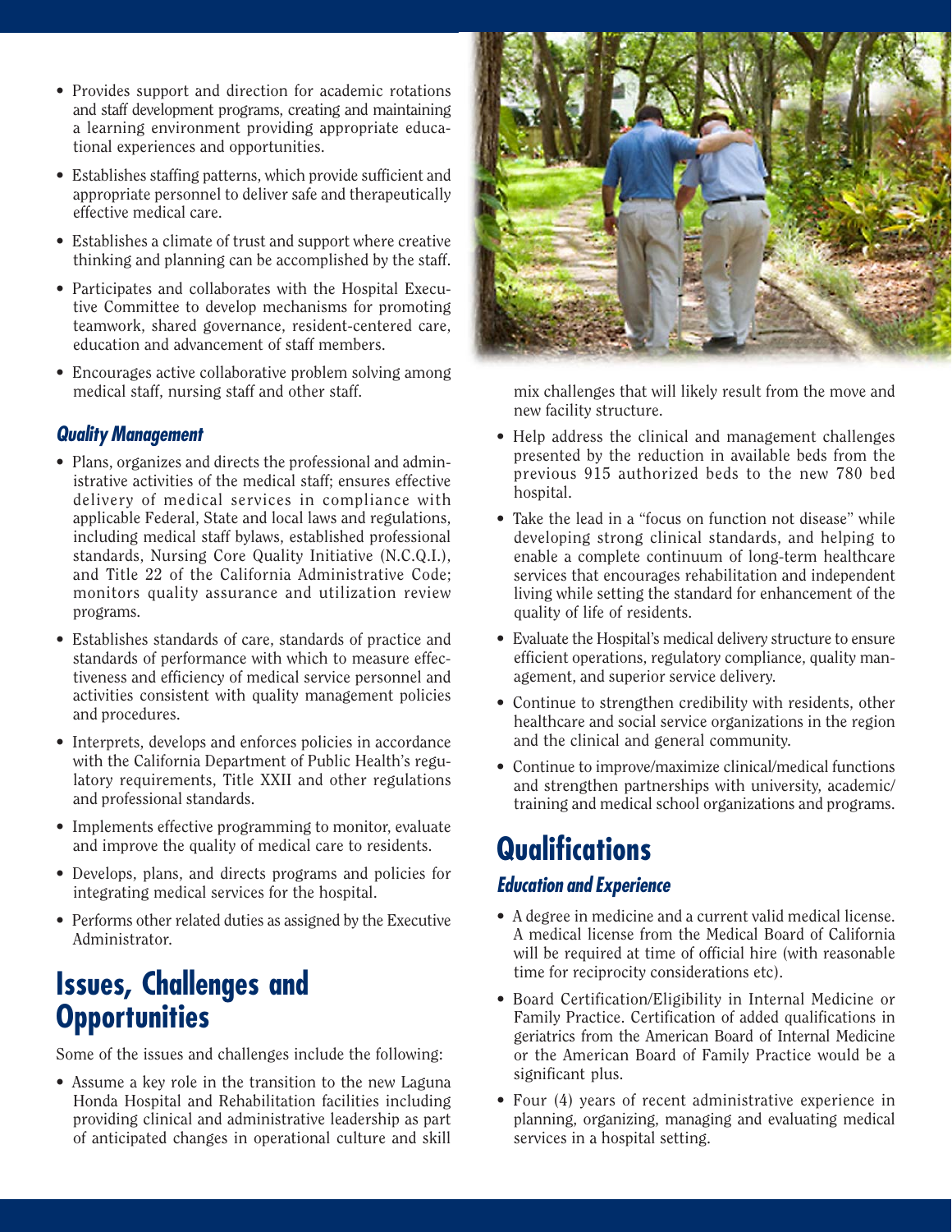- Provides support and direction for academic rotations and staff development programs, creating and maintaining a learning environment providing appropriate educational experiences and opportunities.
- Establishes staffing patterns, which provide sufficient and appropriate personnel to deliver safe and therapeutically effective medical care.
- Establishes a climate of trust and support where creative thinking and planning can be accomplished by the staff.
- Participates and collaborates with the Hospital Executive Committee to develop mechanisms for promoting teamwork, shared governance, resident-centered care, education and advancement of staff members.
- Encourages active collaborative problem solving among medical staff, nursing staff and other staff.

### *Quality Management*

- Plans, organizes and directs the professional and administrative activities of the medical staff; ensures effective delivery of medical services in compliance with applicable Federal, State and local laws and regulations, including medical staff bylaws, established professional standards, Nursing Core Quality Initiative (N.C.Q.I.), and Title 22 of the California Administrative Code; monitors quality assurance and utilization review programs.
- Establishes standards of care, standards of practice and standards of performance with which to measure effectiveness and efficiency of medical service personnel and activities consistent with quality management policies and procedures.
- Interprets, develops and enforces policies in accordance with the California Department of Public Health's regulatory requirements, Title XXII and other regulations and professional standards.
- Implements effective programming to monitor, evaluate and improve the quality of medical care to residents.
- Develops, plans, and directs programs and policies for integrating medical services for the hospital.
- Performs other related duties as assigned by the Executive Administrator.

## Issues, Challenges and Opportunities

Some of the issues and challenges include the following:

- Assume a key role in the transition to the new Laguna Honda Hospital and Rehabilitation facilities including providing clinical and administrative leadership as part of anticipated changes in operational culture and skill mix challenges that will likely result from the move and new facility structure.
- Help address the clinical and management challenges presented by the reduction in available beds from the previous 915 authorized beds to the new 780 bed hospital.
- Take the lead in a "focus on function not disease" while developing strong clinical standards, and helping to enable a complete continuum of long-term healthcare services that encourages rehabilitation and independent living while setting the standard for enhancement of the quality of life of residents.
- Evaluate the Hospital's medical delivery structure to ensure efficient operations, regulatory compliance, quality management, and superior service delivery.
- Continue to strengthen credibility with residents, other healthcare and social service organizations in the region and the clinical and general community.
- Continue to improve/maximize clinical/medical functions and strengthen partnerships with university, academic/training and medical school organizations and programs.

## Qualifications

### *Education and Experience*

- A degree in medicine and a current valid medical license. A medical license from the Medical Board of California will be required at time of official hire (with reasonable time for reciprocity considerations etc).
- Board Certification/Eligibility in Internal Medicine or Family Practice. Certification of added qualifications in geriatrics from the American Board of Internal Medicine or the American Board of Family Practice would be a significant plus.
- Four (4) years of recent administrative experience in planning, organizing, managing and evaluating medical services in a hospital setting.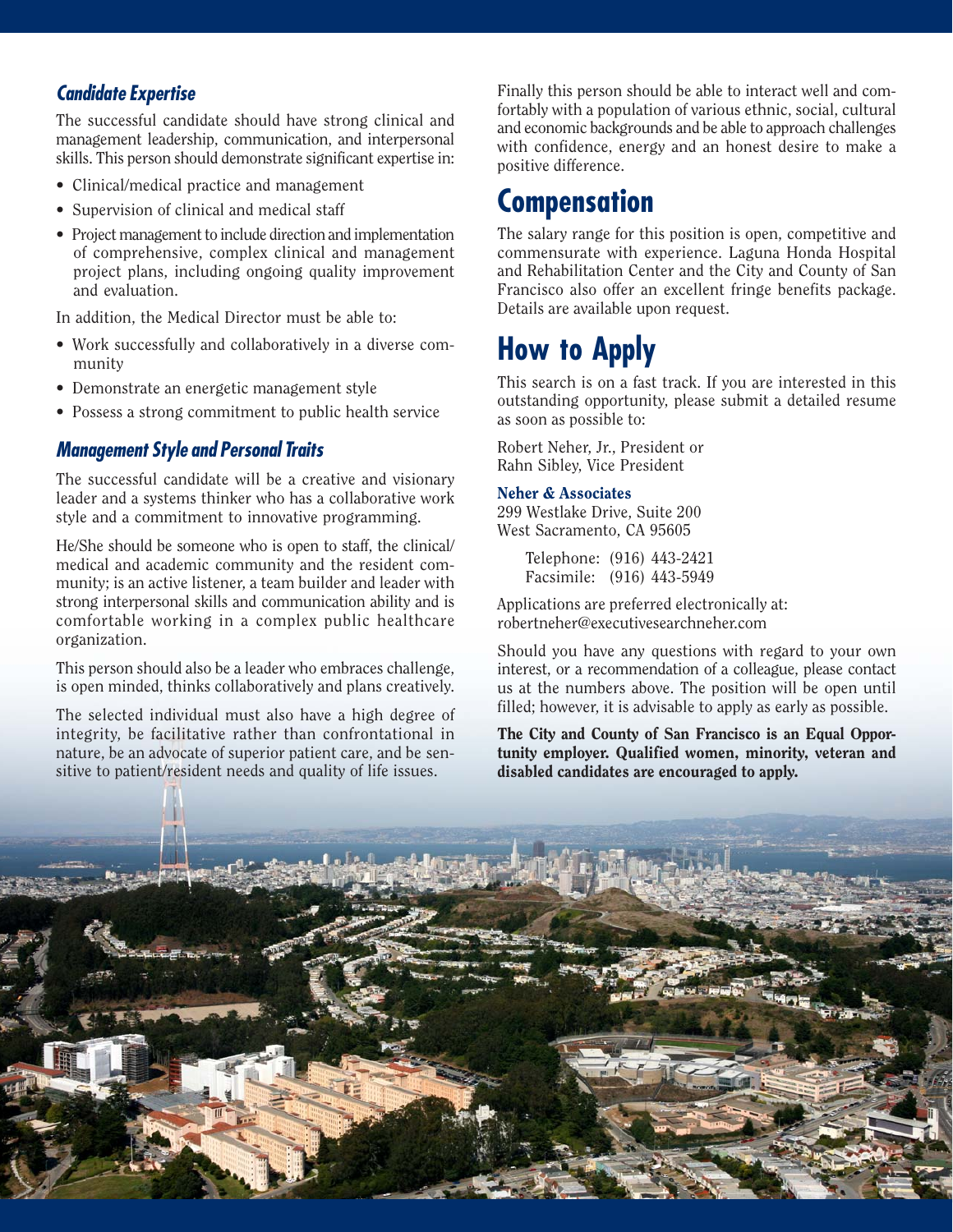### *Candidate Expertise*

The successful candidate should have strong clinical and management leadership, communication, and interpersonal skills. This person should demonstrate significant expertise in:

- Clinical/medical practice and management
- Supervision of clinical and medical staff
- Project management to include direction and implementation of comprehensive, complex clinical and management project plans, including ongoing quality improvement and evaluation.

In addition, the Medical Director must be able to:

- Work successfully and collaboratively in a diverse community
- Demonstrate an energetic management style
- Possess a strong commitment to public health service

### *Management Style and Personal Traits*

The successful candidate will be a creative and visionary leader and a systems thinker who has a collaborative work style and a commitment to innovative programming.

He/She should be someone who is open to staff, the clinical/medical and academic community and the resident community; is an active listener, a team builder and leader with strong interpersonal skills and communication ability and is comfortable working in a complex public healthcare organization.

This person should also be a leader who embraces challenge, is open minded, thinks collaboratively and plans creatively.

The selected individual must also have a high degree of integrity, be facilitative rather than confrontational in nature, be an advocate of superior patient care, and be sensitive to patient/resident needs and quality of life issues.

Finally this person should be able to interact well and comfortably with a population of various ethnic, social, cultural and economic backgrounds and be able to approach challenges with confidence, energy and an honest desire to make a positive difference.

## Compensation

The salary range for this position is open, competitive and commensurate with experience. Laguna Honda Hospital and Rehabilitation Center and the City and County of San Francisco also offer an excellent fringe benefits package. Details are available upon request.

## How to Apply

This search is on a fast track. If you are interested in this outstanding opportunity, please submit a detailed resume as soon as possible to:

Robert Neher, Jr., President or
Rahn Sibley, Vice President

**Neher & Associates**
299 Westlake Drive, Suite 200
West Sacramento, CA 95605

Telephone: (916) 443-2421
Facsimile: (916) 443-5949

Applications are preferred electronically at:
robertneher@executivesearchneher.com

Should you have any questions with regard to your own interest, or a recommendation of a colleague, please contact us at the numbers above. The position will be open until filled; however, it is advisable to apply as early as possible.

**The City and County of San Francisco is an Equal Opportunity employer. Qualified women, minority, veteran and disabled candidates are encouraged to apply.**